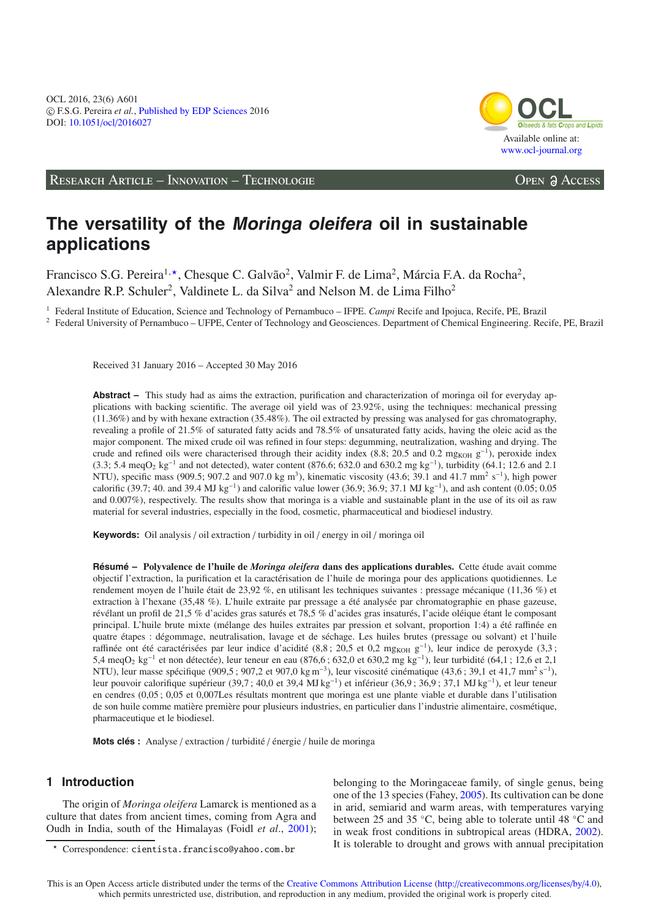OCL 2016, 23(6) A601
© F.S.G. Pereira *et al.*, Published by EDP Sciences 2016
DOI: 10.1051/ocl/2016027

Available online at:
www.ocl-journal.org

Research Article – Innovation – Technologie — Open Access

# The versatility of the *Moringa oleifera* oil in sustainable applications

Francisco S.G. Pereira[1,⋆], Chesque C. Galvão[2], Valmir F. de Lima[2], Márcia F.A. da Rocha[2], Alexandre R.P. Schuler[2], Valdinete L. da Silva[2] and Nelson M. de Lima Filho[2]

[1] Federal Institute of Education, Science and Technology of Pernambuco – IFPE. *Campi* Recife and Ipojuca, Recife, PE, Brazil

[2] Federal University of Pernambuco – UFPE, Center of Technology and Geosciences. Department of Chemical Engineering. Recife, PE, Brazil

Received 31 January 2016 – Accepted 30 May 2016

**Abstract –** This study had as aims the extraction, purification and characterization of moringa oil for everyday applications with backing scientific. The average oil yield was of 23.92%, using the techniques: mechanical pressing (11.36%) and by with hexane extraction (35.48%). The oil extracted by pressing was analysed for gas chromatography, revealing a profile of 21.5% of saturated fatty acids and 78.5% of unsaturated fatty acids, having the oleic acid as the major component. The mixed crude oil was refined in four steps: degumming, neutralization, washing and drying. The crude and refined oils were characterised through their acidity index (8.8; 20.5 and 0.2 $mg_{KOH}$ $g^{-1}$), peroxide index (3.3; 5.4 $meqO_2$ $kg^{-1}$ and not detected), water content (876.6; 632.0 and 630.2 mg $kg^{-1}$), turbidity (64.1; 12.6 and 2.1 NTU), specific mass (909.5; 907.2 and 907.0 kg $m^3$), kinematic viscosity (43.6; 39.1 and 41.7 $mm^2$ $s^{-1}$), high power calorific (39.7; 40. and 39.4 MJ $kg^{-1}$) and calorific value lower (36.9; 36.9; 37.1 MJ $kg^{-1}$), and ash content (0.05; 0.05 and 0.007%), respectively. The results show that moringa is a viable and sustainable plant in the use of its oil as raw material for several industries, especially in the food, cosmetic, pharmaceutical and biodiesel industry.

**Keywords:** Oil analysis / oil extraction / turbidity in oil / energy in oil / moringa oil

**Résumé – Polyvalence de l'huile de *Moringa oleifera* dans des applications durables.** Cette étude avait comme objectif l'extraction, la purification et la caractérisation de l'huile de moringa pour des applications quotidiennes. Le rendement moyen de l'huile était de 23,92 %, en utilisant les techniques suivantes : pressage mécanique (11,36 %) et extraction à l'hexane (35,48 %). L'huile extraite par pressage a été analysée par chromatographie en phase gazeuse, révélant un profil de 21,5 % d'acides gras saturés et 78,5 % d'acides gras insaturés, l'acide oléique étant le composant principal. L'huile brute mixte (mélange des huiles extraites par pression et solvant, proportion 1:4) a été raffinée en quatre étapes : dégommage, neutralisation, lavage et de séchage. Les huiles brutes (pressage ou solvant) et l'huile raffinée ont été caractérisées par leur indice d'acidité (8,8 ; 20,5 et 0,2 $mg_{KOH}$ $g^{-1}$), leur indice de peroxyde (3,3 ; 5,4 $meqO_2$ $kg^{-1}$ et non détectée), leur teneur en eau (876,6 ; 632,0 et 630,2 mg $kg^{-1}$), leur turbidité (64,1 ; 12,6 et 2,1 NTU), leur masse spécifique (909,5 ; 907,2 et 907,0 kg $m^{-3}$), leur viscosité cinématique (43,6 ; 39,1 et 41,7 $mm^2$ $s^{-1}$), leur pouvoir calorifique supérieur (39,7 ; 40,0 et 39,4 MJ $kg^{-1}$) et inférieur (36,9 ; 36,9 ; 37,1 MJ $kg^{-1}$), et leur teneur en cendres (0,05 ; 0,05 et 0,007Les résultats montrent que moringa est une plante viable et durable dans l'utilisation de son huile comme matière première pour plusieurs industries, en particulier dans l'industrie alimentaire, cosmétique, pharmaceutique et le biodiesel.

**Mots clés :** Analyse / extraction / turbidité / énergie / huile de moringa

## 1 Introduction

The origin of *Moringa oleifera* Lamarck is mentioned as a culture that dates from ancient times, coming from Agra and Oudh in India, south of the Himalayas (Foidl *et al.*, 2001); belonging to the Moringaceae family, of single genus, being one of the 13 species (Fahey, 2005). Its cultivation can be done in arid, semiarid and warm areas, with temperatures varying between 25 and 35 °C, being able to tolerate until 48 °C and in weak frost conditions in subtropical areas (HDRA, 2002). It is tolerable to drought and grows with annual precipitation

⋆ Correspondence: cientista.francisco@yahoo.com.br

This is an Open Access article distributed under the terms of the Creative Commons Attribution License (http://creativecommons.org/licenses/by/4.0), which permits unrestricted use, distribution, and reproduction in any medium, provided the original work is properly cited.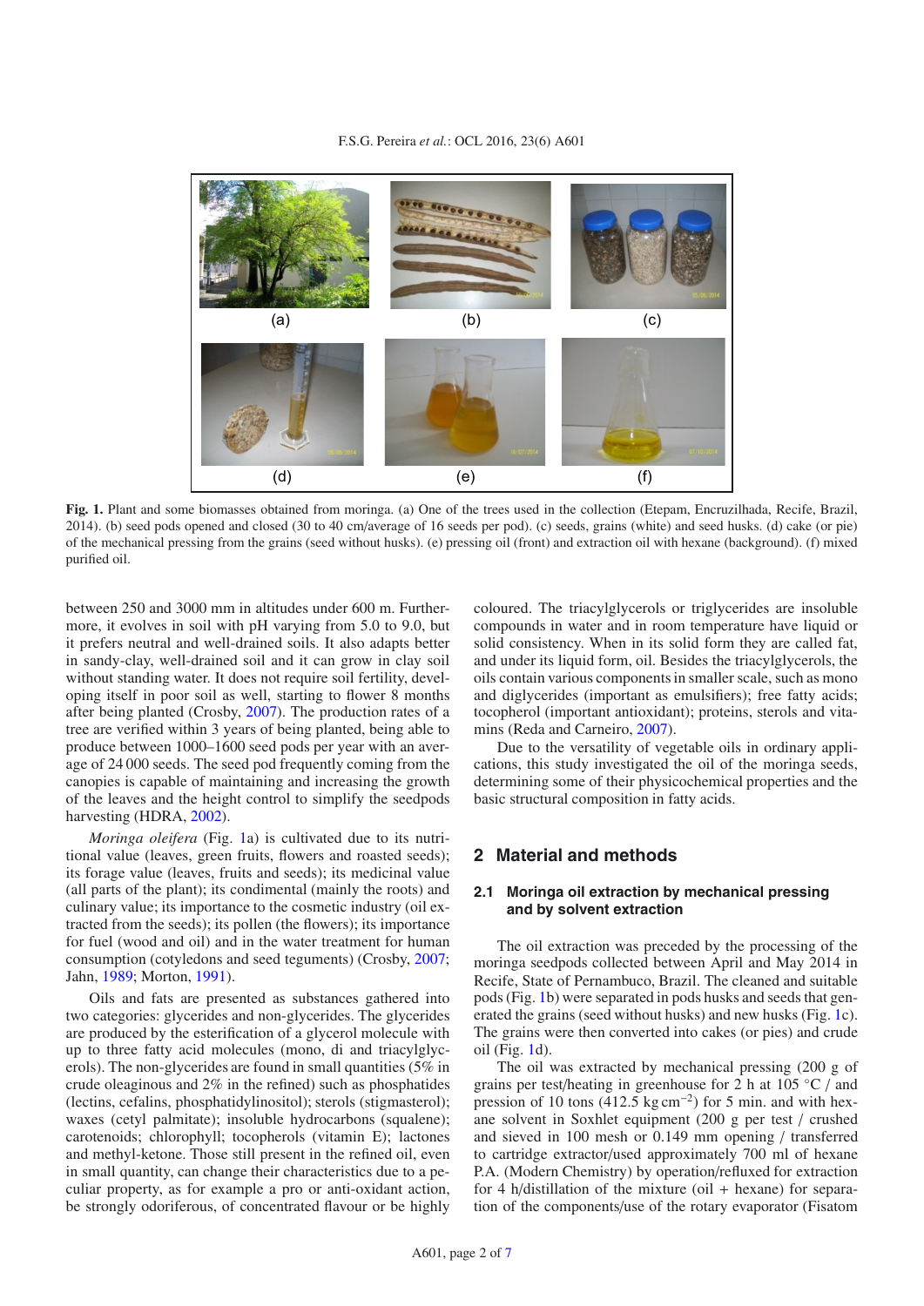**Fig. 1.** Plant and some biomasses obtained from moringa. (a) One of the trees used in the collection (Etepam, Encruzilhada, Recife, Brazil, 2014). (b) seed pods opened and closed (30 to 40 cm/average of 16 seeds per pod). (c) seeds, grains (white) and seed husks. (d) cake (or pie) of the mechanical pressing from the grains (seed without husks). (e) pressing oil (front) and extraction oil with hexane (background). (f) mixed purified oil.

between 250 and 3000 mm in altitudes under 600 m. Furthermore, it evolves in soil with pH varying from 5.0 to 9.0, but it prefers neutral and well-drained soils. It also adapts better in sandy-clay, well-drained soil and it can grow in clay soil without standing water. It does not require soil fertility, developing itself in poor soil as well, starting to flower 8 months after being planted (Crosby, 2007). The production rates of a tree are verified within 3 years of being planted, being able to produce between 1000–1600 seed pods per year with an average of 24 000 seeds. The seed pod frequently coming from the canopies is capable of maintaining and increasing the growth of the leaves and the height control to simplify the seedpods harvesting (HDRA, 2002).

*Moringa oleifera* (Fig. 1a) is cultivated due to its nutritional value (leaves, green fruits, flowers and roasted seeds); its forage value (leaves, fruits and seeds); its medicinal value (all parts of the plant); its condimental (mainly the roots) and culinary value; its importance to the cosmetic industry (oil extracted from the seeds); its pollen (the flowers); its importance for fuel (wood and oil) and in the water treatment for human consumption (cotyledons and seed teguments) (Crosby, 2007; Jahn, 1989; Morton, 1991).

Oils and fats are presented as substances gathered into two categories: glycerides and non-glycerides. The glycerides are produced by the esterification of a glycerol molecule with up to three fatty acid molecules (mono, di and triacylglycerols). The non-glycerides are found in small quantities (5% in crude oleaginous and 2% in the refined) such as phosphatides (lectins, cefalins, phosphatidylinositol); sterols (stigmasterol); waxes (cetyl palmitate); insoluble hydrocarbons (squalene); carotenoids; chlorophyll; tocopherols (vitamin E); lactones and methyl-ketone. Those still present in the refined oil, even in small quantity, can change their characteristics due to a peculiar property, as for example a pro or anti-oxidant action, be strongly odoriferous, of concentrated flavour or be highly coloured. The triacylglycerols or triglycerides are insoluble compounds in water and in room temperature have liquid or solid consistency. When in its solid form they are called fat, and under its liquid form, oil. Besides the triacylglycerols, the oils contain various components in smaller scale, such as mono and diglycerides (important as emulsifiers); free fatty acids; tocopherol (important antioxidant); proteins, sterols and vitamins (Reda and Carneiro, 2007).

Due to the versatility of vegetable oils in ordinary applications, this study investigated the oil of the moringa seeds, determining some of their physicochemical properties and the basic structural composition in fatty acids.

## 2 Material and methods

### 2.1 Moringa oil extraction by mechanical pressing and by solvent extraction

The oil extraction was preceded by the processing of the moringa seedpods collected between April and May 2014 in Recife, State of Pernambuco, Brazil. The cleaned and suitable pods (Fig. 1b) were separated in pods husks and seeds that generated the grains (seed without husks) and new husks (Fig. 1c). The grains were then converted into cakes (or pies) and crude oil (Fig. 1d).

The oil was extracted by mechanical pressing (200 g of grains per test/heating in greenhouse for 2 h at 105 °C / and pression of 10 tons (412.5 kg $cm^{-2}$) for 5 min. and with hexane solvent in Soxhlet equipment (200 g per test / crushed and sieved in 100 mesh or 0.149 mm opening / transferred to cartridge extractor/used approximately 700 ml of hexane P.A. (Modern Chemistry) by operation/refluxed for extraction for 4 h/distillation of the mixture (oil + hexane) for separation of the components/use of the rotary evaporator (Fisatom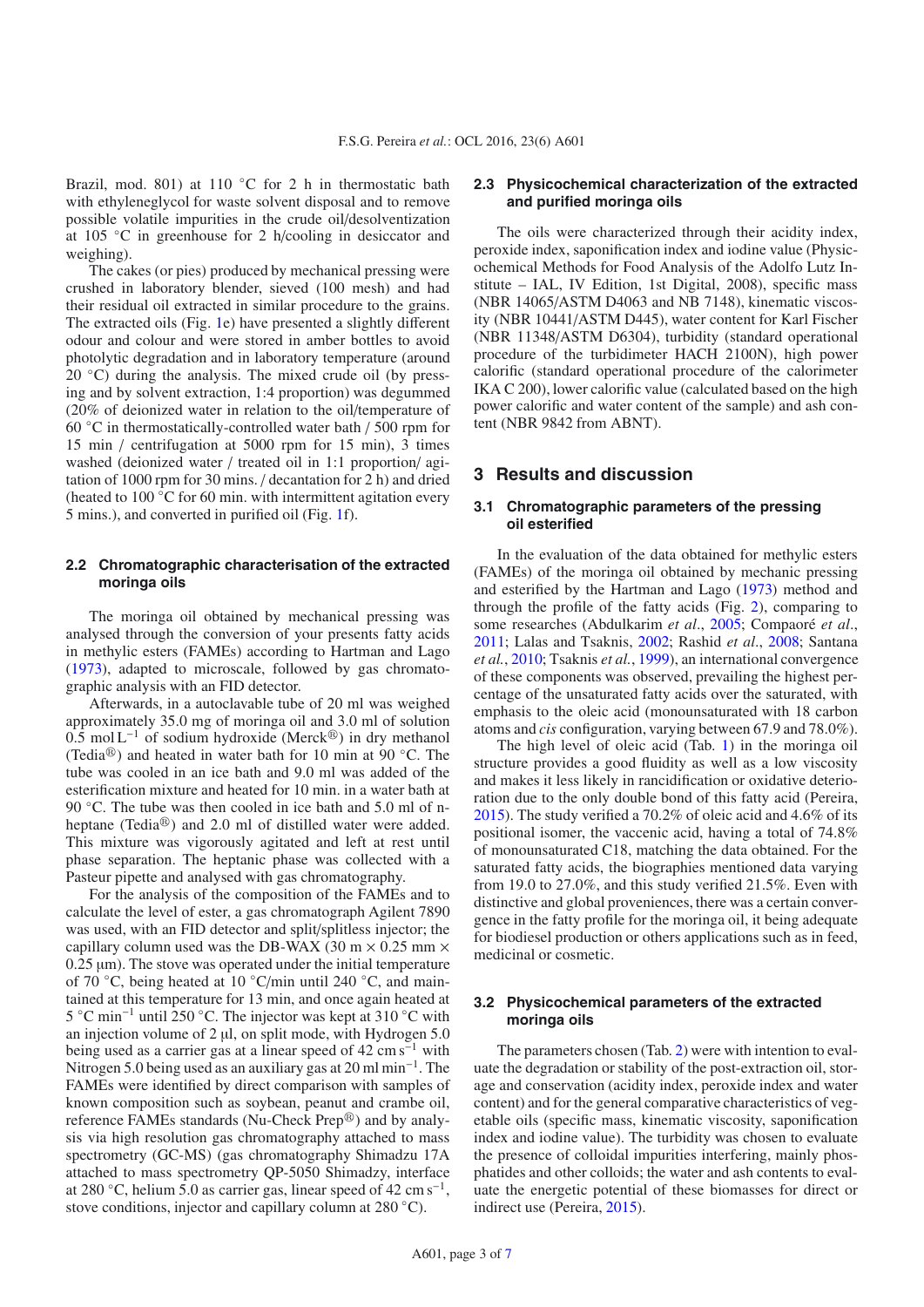Brazil, mod. 801) at 110 °C for 2 h in thermostatic bath with ethyleneglycol for waste solvent disposal and to remove possible volatile impurities in the crude oil/desolventization at 105 °C in greenhouse for 2 h/cooling in desiccator and weighing).

The cakes (or pies) produced by mechanical pressing were crushed in laboratory blender, sieved (100 mesh) and had their residual oil extracted in similar procedure to the grains. The extracted oils (Fig. 1e) have presented a slightly different odour and colour and were stored in amber bottles to avoid photolytic degradation and in laboratory temperature (around 20 °C) during the analysis. The mixed crude oil (by pressing and by solvent extraction, 1:4 proportion) was degummed (20% of deionized water in relation to the oil/temperature of 60 °C in thermostatically-controlled water bath / 500 rpm for 15 min / centrifugation at 5000 rpm for 15 min), 3 times washed (deionized water / treated oil in 1:1 proportion/ agitation of 1000 rpm for 30 mins. / decantation for 2 h) and dried (heated to 100 °C for 60 min. with intermittent agitation every 5 mins.), and converted in purified oil (Fig. 1f).

### 2.2 Chromatographic characterisation of the extracted moringa oils

The moringa oil obtained by mechanical pressing was analysed through the conversion of your presents fatty acids in methylic esters (FAMEs) according to Hartman and Lago (1973), adapted to microscale, followed by gas chromatographic analysis with an FID detector.

Afterwards, in a autoclavable tube of 20 ml was weighed approximately 35.0 mg of moringa oil and 3.0 ml of solution 0.5 mol $L^{-1}$ of sodium hydroxide (Merck®) in dry methanol (Tedia®) and heated in water bath for 10 min at 90 °C. The tube was cooled in an ice bath and 9.0 ml was added of the esterification mixture and heated for 10 min. in a water bath at 90 °C. The tube was then cooled in ice bath and 5.0 ml of n-heptane (Tedia®) and 2.0 ml of distilled water were added. This mixture was vigorously agitated and left at rest until phase separation. The heptanic phase was collected with a Pasteur pipette and analysed with gas chromatography.

For the analysis of the composition of the FAMEs and to calculate the level of ester, a gas chromatograph Agilent 7890 was used, with an FID detector and split/splitless injector; the capillary column used was the DB-WAX (30 m × 0.25 mm × 0.25 μm). The stove was operated under the initial temperature of 70 °C, being heated at 10 °C/min until 240 °C, and maintained at this temperature for 13 min, and once again heated at 5 °C $min^{-1}$ until 250 °C. The injector was kept at 310 °C with an injection volume of 2 μl, on split mode, with Hydrogen 5.0 being used as a carrier gas at a linear speed of 42 cm $s^{-1}$ with Nitrogen 5.0 being used as an auxiliary gas at 20 ml $min^{-1}$. The FAMEs were identified by direct comparison with samples of known composition such as soybean, peanut and crambe oil, reference FAMEs standards (Nu-Check Prep®) and by analysis via high resolution gas chromatography attached to mass spectrometry (GC-MS) (gas chromatography Shimadzu 17A attached to mass spectrometry QP-5050 Shimadzy, interface at 280 °C, helium 5.0 as carrier gas, linear speed of 42 cm $s^{-1}$, stove conditions, injector and capillary column at 280 °C).

### 2.3 Physicochemical characterization of the extracted and purified moringa oils

The oils were characterized through their acidity index, peroxide index, saponification index and iodine value (Physicochemical Methods for Food Analysis of the Adolfo Lutz Institute – IAL, IV Edition, 1st Digital, 2008), specific mass (NBR 14065/ASTM D4063 and NB 7148), kinematic viscosity (NBR 10441/ASTM D445), water content for Karl Fischer (NBR 11348/ASTM D6304), turbidity (standard operational procedure of the turbidimeter HACH 2100N), high power calorific (standard operational procedure of the calorimeter IKA C 200), lower calorific value (calculated based on the high power calorific and water content of the sample) and ash content (NBR 9842 from ABNT).

## 3 Results and discussion

### 3.1 Chromatographic parameters of the pressing oil esterified

In the evaluation of the data obtained for methylic esters (FAMEs) of the moringa oil obtained by mechanic pressing and esterified by the Hartman and Lago (1973) method and through the profile of the fatty acids (Fig. 2), comparing to some researches (Abdulkarim *et al.*, 2005; Compaoré *et al.*, 2011; Lalas and Tsaknis, 2002; Rashid *et al.*, 2008; Santana *et al.*, 2010; Tsaknis *et al.*, 1999), an international convergence of these components was observed, prevailing the highest percentage of the unsaturated fatty acids over the saturated, with emphasis to the oleic acid (monounsaturated with 18 carbon atoms and *cis* configuration, varying between 67.9 and 78.0%).

The high level of oleic acid (Tab. 1) in the moringa oil structure provides a good fluidity as well as a low viscosity and makes it less likely in rancidification or oxidative deterioration due to the only double bond of this fatty acid (Pereira, 2015). The study verified a 70.2% of oleic acid and 4.6% of its positional isomer, the vaccenic acid, having a total of 74.8% of monounsaturated C18, matching the data obtained. For the saturated fatty acids, the biographies mentioned data varying from 19.0 to 27.0%, and this study verified 21.5%. Even with distinctive and global proveniences, there was a certain convergence in the fatty profile for the moringa oil, it being adequate for biodiesel production or others applications such as in feed, medicinal or cosmetic.

### 3.2 Physicochemical parameters of the extracted moringa oils

The parameters chosen (Tab. 2) were with intention to evaluate the degradation or stability of the post-extraction oil, storage and conservation (acidity index, peroxide index and water content) and for the general comparative characteristics of vegetable oils (specific mass, kinematic viscosity, saponification index and iodine value). The turbidity was chosen to evaluate the presence of colloidal impurities interfering, mainly phosphatides and other colloids; the water and ash contents to evaluate the energetic potential of these biomasses for direct or indirect use (Pereira, 2015).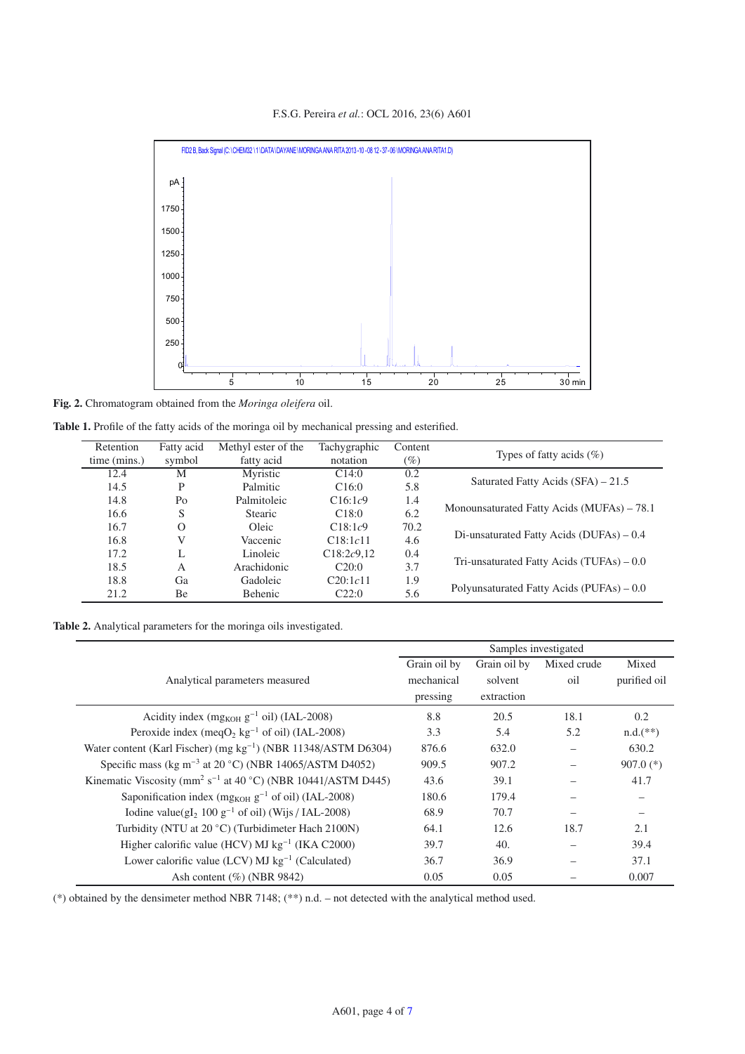**Fig. 2.** Chromatogram obtained from the *Moringa oleifera* oil.

**Table 1.** Profile of the fatty acids of the moringa oil by mechanical pressing and esterified.

| Retention time (mins.) | Fatty acid symbol | Methyl ester of the fatty acid | Tachygraphic notation | Content (%) | Types of fatty acids (%) |
|---|---|---|---|---|---|
| 12.4 | M | Myristic | C14:0 | 0.2 | Saturated Fatty Acids (SFA) – 21.5 |
| 14.5 | P | Palmitic | C16:0 | 5.8 | |
| 14.8 | Po | Palmitoleic | C16:1*c*9 | 1.4 | Monounsaturated Fatty Acids (MUFAs) – 78.1 |
| 16.6 | S | Stearic | C18:0 | 6.2 | |
| 16.7 | O | Oleic | C18:1*c*9 | 70.2 | Di-unsaturated Fatty Acids (DUFAs) – 0.4 |
| 16.8 | V | Vaccenic | C18:1*c*11 | 4.6 | |
| 17.2 | L | Linoleic | C18:2*c*9,12 | 0.4 | Tri-unsaturated Fatty Acids (TUFAs) – 0.0 |
| 18.5 | A | Arachidonic | C20:0 | 3.7 | |
| 18.8 | Ga | Gadoleic | C20:1*c*11 | 1.9 | Polyunsaturated Fatty Acids (PUFAs) – 0.0 |
| 21.2 | Be | Behenic | C22:0 | 5.6 | |

**Table 2.** Analytical parameters for the moringa oils investigated.

| Analytical parameters measured | Samples investigated | | | |
|---|---|---|---|---|
| | Grain oil by mechanical pressing | Grain oil by solvent extraction | Mixed crude oil | Mixed purified oil |
| Acidity index ($mg_{KOH}$ $g^{-1}$ oil) (IAL-2008) | 8.8 | 20.5 | 18.1 | 0.2 |
| Peroxide index ($meqO_2$ $kg^{-1}$ of oil) (IAL-2008) | 3.3 | 5.4 | 5.2 | n.d.(**) |
| Water content (Karl Fischer) (mg $kg^{-1}$) (NBR 11348/ASTM D6304) | 876.6 | 632.0 | – | 630.2 |
| Specific mass (kg $m^{-3}$ at 20 °C) (NBR 14065/ASTM D4052) | 909.5 | 907.2 | – | 907.0 (*) |
| Kinematic Viscosity ($mm^2$ $s^{-1}$ at 40 °C) (NBR 10441/ASTM D445) | 43.6 | 39.1 | – | 41.7 |
| Saponification index ($mg_{KOH}$ $g^{-1}$ of oil) (IAL-2008) | 180.6 | 179.4 | – | – |
| Iodine value($gI_2$ 100 $g^{-1}$ of oil) (Wijs / IAL-2008) | 68.9 | 70.7 | – | – |
| Turbidity (NTU at 20 °C) (Turbidimeter Hach 2100N) | 64.1 | 12.6 | 18.7 | 2.1 |
| Higher calorific value (HCV) MJ $kg^{-1}$ (IKA C2000) | 39.7 | 40. | – | 39.4 |
| Lower calorific value (LCV) MJ $kg^{-1}$ (Calculated) | 36.7 | 36.9 | – | 37.1 |
| Ash content (%) (NBR 9842) | 0.05 | 0.05 | – | 0.007 |

(*) obtained by the densimeter method NBR 7148; (**) n.d. – not detected with the analytical method used.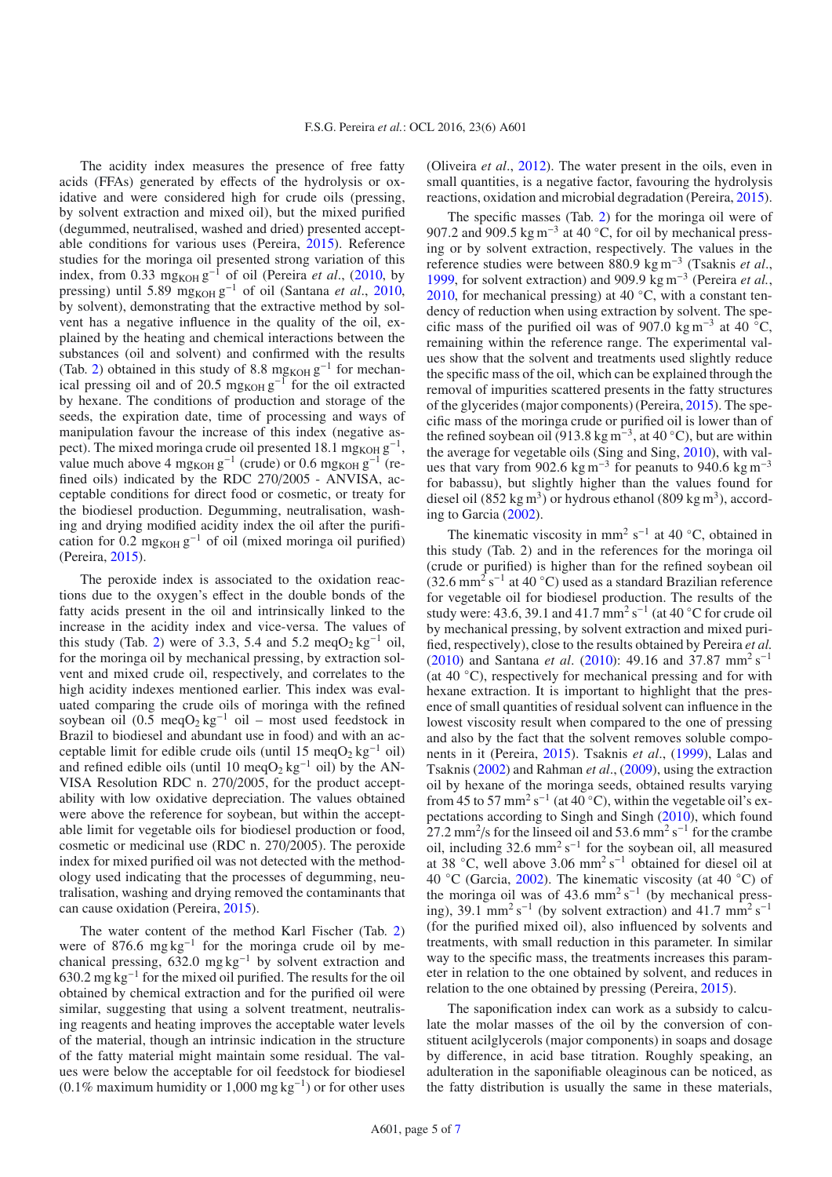The acidity index measures the presence of free fatty acids (FFAs) generated by effects of the hydrolysis or oxidative and were considered high for crude oils (pressing, by solvent extraction and mixed oil), but the mixed purified (degummed, neutralised, washed and dried) presented acceptable conditions for various uses (Pereira, 2015). Reference studies for the moringa oil presented strong variation of this index, from 0.33 $mg_{KOH}\,g^{-1}$ of oil (Pereira *et al*., (2010, by pressing) until 5.89 $mg_{KOH}\,g^{-1}$ of oil (Santana *et al*., 2010, by solvent), demonstrating that the extractive method by solvent has a negative influence in the quality of the oil, explained by the heating and chemical interactions between the substances (oil and solvent) and confirmed with the results (Tab. 2) obtained in this study of 8.8 $mg_{KOH}\,g^{-1}$ for mechanical pressing oil and of 20.5 $mg_{KOH}\,g^{-1}$ for the oil extracted by hexane. The conditions of production and storage of the seeds, the expiration date, time of processing and ways of manipulation favour the increase of this index (negative aspect). The mixed moringa crude oil presented 18.1 $mg_{KOH}\,g^{-1}$, value much above 4 $mg_{KOH}\,g^{-1}$ (crude) or 0.6 $mg_{KOH}\,g^{-1}$ (refined oils) indicated by the RDC 270/2005 - ANVISA, acceptable conditions for direct food or cosmetic, or treaty for the biodiesel production. Degumming, neutralisation, washing and drying modified acidity index the oil after the purification for 0.2 $mg_{KOH}\,g^{-1}$ of oil (mixed moringa oil purified) (Pereira, 2015).

The peroxide index is associated to the oxidation reactions due to the oxygen's effect in the double bonds of the fatty acids present in the oil and intrinsically linked to the increase in the acidity index and vice-versa. The values of this study (Tab. 2) were of 3.3, 5.4 and 5.2 $meqO_2\,kg^{-1}$ oil, for the moringa oil by mechanical pressing, by extraction solvent and mixed crude oil, respectively, and correlates to the high acidity indexes mentioned earlier. This index was evaluated comparing the crude oils of moringa with the refined soybean oil (0.5 $meqO_2\,kg^{-1}$ oil – most used feedstock in Brazil to biodiesel and abundant use in food) and with an acceptable limit for edible crude oils (until 15 $meqO_2\,kg^{-1}$ oil) and refined edible oils (until 10 $meqO_2\,kg^{-1}$ oil) by the ANVISA Resolution RDC n. 270/2005, for the product acceptability with low oxidative depreciation. The values obtained were above the reference for soybean, but within the acceptable limit for vegetable oils for biodiesel production or food, cosmetic or medicinal use (RDC n. 270/2005). The peroxide index for mixed purified oil was not detected with the methodology used indicating that the processes of degumming, neutralisation, washing and drying removed the contaminants that can cause oxidation (Pereira, 2015).

The water content of the method Karl Fischer (Tab. 2) were of 876.6 $mg\,kg^{-1}$ for the moringa crude oil by mechanical pressing, 632.0 $mg\,kg^{-1}$ by solvent extraction and 630.2 $mg\,kg^{-1}$ for the mixed oil purified. The results for the oil obtained by chemical extraction and for the purified oil were similar, suggesting that using a solvent treatment, neutralising reagents and heating improves the acceptable water levels of the material, though an intrinsic indication in the structure of the fatty material might maintain some residual. The values were below the acceptable for oil feedstock for biodiesel (0.1% maximum humidity or 1,000 $mg\,kg^{-1}$) or for other uses (Oliveira *et al*., 2012). The water present in the oils, even in small quantities, is a negative factor, favouring the hydrolysis reactions, oxidation and microbial degradation (Pereira, 2015).

The specific masses (Tab. 2) for the moringa oil were of 907.2 and 909.5 $kg\,m^{-3}$ at 40 °C, for oil by mechanical pressing or by solvent extraction, respectively. The values in the reference studies were between 880.9 $kg\,m^{-3}$ (Tsaknis *et al*., 1999, for solvent extraction) and 909.9 $kg\,m^{-3}$ (Pereira *et al.*, 2010, for mechanical pressing) at 40 °C, with a constant tendency of reduction when using extraction by solvent. The specific mass of the purified oil was of 907.0 $kg\,m^{-3}$ at 40 °C, remaining within the reference range. The experimental values show that the solvent and treatments used slightly reduce the specific mass of the oil, which can be explained through the removal of impurities scattered presents in the fatty structures of the glycerides (major components) (Pereira, 2015). The specific mass of the moringa crude or purified oil is lower than of the refined soybean oil (913.8 $kg\,m^{-3}$, at 40 °C), but are within the average for vegetable oils (Sing and Sing, 2010), with values that vary from 902.6 $kg\,m^{-3}$ for peanuts to 940.6 $kg\,m^{-3}$ for babassu), but slightly higher than the values found for diesel oil (852 $kg\,m^3$) or hydrous ethanol (809 $kg\,m^3$), according to Garcia (2002).

The kinematic viscosity in $mm^2\,s^{-1}$ at 40 °C, obtained in this study (Tab. 2) and in the references for the moringa oil (crude or purified) is higher than for the refined soybean oil (32.6 $mm^2\,s^{-1}$ at 40 °C) used as a standard Brazilian reference for vegetable oil for biodiesel production. The results of the study were: 43.6, 39.1 and 41.7 $mm^2\,s^{-1}$ (at 40 °C for crude oil by mechanical pressing, by solvent extraction and mixed purified, respectively), close to the results obtained by Pereira *et al.* (2010) and Santana *et al*. (2010): 49.16 and 37.87 $mm^2\,s^{-1}$ (at 40 °C), respectively for mechanical pressing and for with hexane extraction. It is important to highlight that the presence of small quantities of residual solvent can influence in the lowest viscosity result when compared to the one of pressing and also by the fact that the solvent removes soluble components in it (Pereira, 2015). Tsaknis *et al*., (1999), Lalas and Tsaknis (2002) and Rahman *et al*., (2009), using the extraction oil by hexane of the moringa seeds, obtained results varying from 45 to 57 $mm^2\,s^{-1}$ (at 40 °C), within the vegetable oil's expectations according to Singh and Singh (2010), which found 27.2 $mm^2$/s for the linseed oil and 53.6 $mm^2\,s^{-1}$ for the crambe oil, including 32.6 $mm^2\,s^{-1}$ for the soybean oil, all measured at 38 °C, well above 3.06 $mm^2\,s^{-1}$ obtained for diesel oil at 40 °C (Garcia, 2002). The kinematic viscosity (at 40 °C) of the moringa oil was of 43.6 $mm^2\,s^{-1}$ (by mechanical pressing), 39.1 $mm^2\,s^{-1}$ (by solvent extraction) and 41.7 $mm^2\,s^{-1}$ (for the purified mixed oil), also influenced by solvents and treatments, with small reduction in this parameter. In similar way to the specific mass, the treatments increases this parameter in relation to the one obtained by solvent, and reduces in relation to the one obtained by pressing (Pereira, 2015).

The saponification index can work as a subsidy to calculate the molar masses of the oil by the conversion of constituent acilglycerols (major components) in soaps and dosage by difference, in acid base titration. Roughly speaking, an adulteration in the saponifiable oleaginous can be noticed, as the fatty distribution is usually the same in these materials,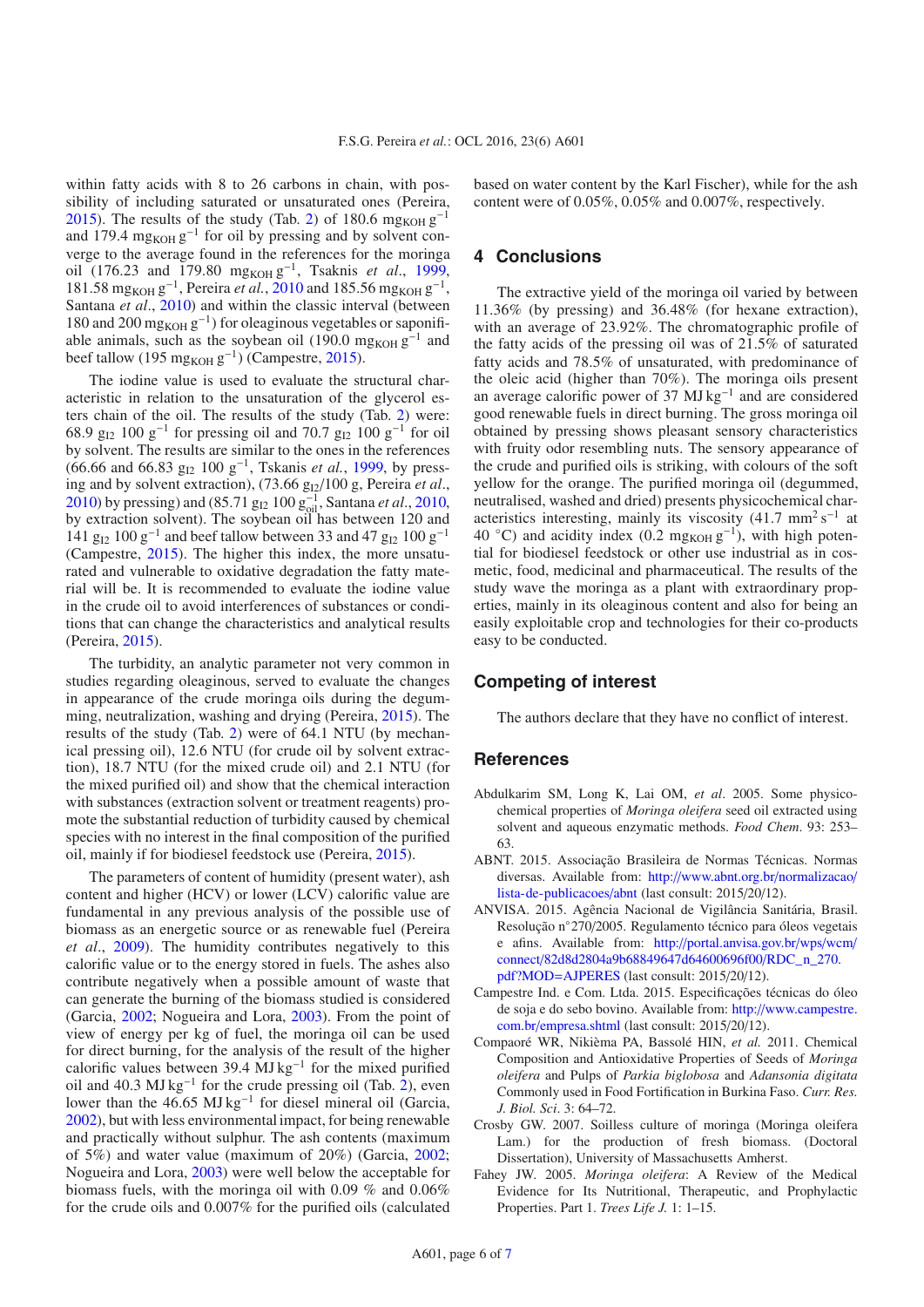within fatty acids with 8 to 26 carbons in chain, with possibility of including saturated or unsaturated ones (Pereira, 2015). The results of the study (Tab. 2) of 180.6 $mg_{KOH}\ g^{-1}$ and 179.4 $mg_{KOH}\ g^{-1}$ for oil by pressing and by solvent converge to the average found in the references for the moringa oil (176.23 and 179.80 $mg_{KOH}\ g^{-1}$, Tsaknis *et al.*, 1999, 181.58 $mg_{KOH}\ g^{-1}$, Pereira *et al.*, 2010 and 185.56 $mg_{KOH}\ g^{-1}$, Santana *et al.*, 2010) and within the classic interval (between 180 and 200 $mg_{KOH}\ g^{-1}$) for oleaginous vegetables or saponifiable animals, such as the soybean oil (190.0 $mg_{KOH}\ g^{-1}$ and beef tallow (195 $mg_{KOH}\ g^{-1}$) (Campestre, 2015).

The iodine value is used to evaluate the structural characteristic in relation to the unsaturation of the glycerol esters chain of the oil. The results of the study (Tab. 2) were: 68.9 $g_{I2}$ 100 $g^{-1}$ for pressing oil and 70.7 $g_{I2}$ 100 $g^{-1}$ for oil by solvent. The results are similar to the ones in the references (66.66 and 66.83 $g_{I2}$ 100 $g^{-1}$, Tsaknis *et al.*, 1999, by pressing and by solvent extraction), (73.66 $g_{I2}$/100 g, Pereira *et al.*, 2010) by pressing) and (85.71 $g_{I2}$ 100 $g_{oil}^{-1}$, Santana *et al.*, 2010, by extraction solvent). The soybean oil has between 120 and 141 $g_{I2}$ 100 $g^{-1}$ and beef tallow between 33 and 47 $g_{I2}$ 100 $g^{-1}$ (Campestre, 2015). The higher this index, the more unsaturated and vulnerable to oxidative degradation the fatty material will be. It is recommended to evaluate the iodine value in the crude oil to avoid interferences of substances or conditions that can change the characteristics and analytical results (Pereira, 2015).

The turbidity, an analytic parameter not very common in studies regarding oleaginous, served to evaluate the changes in appearance of the crude moringa oils during the degumming, neutralization, washing and drying (Pereira, 2015). The results of the study (Tab. 2) were of 64.1 NTU (by mechanical pressing oil), 12.6 NTU (for crude oil by solvent extraction), 18.7 NTU (for the mixed crude oil) and 2.1 NTU (for the mixed purified oil) and show that the chemical interaction with substances (extraction solvent or treatment reagents) promote the substantial reduction of turbidity caused by chemical species with no interest in the final composition of the purified oil, mainly if for biodiesel feedstock use (Pereira, 2015).

The parameters of content of humidity (present water), ash content and higher (HCV) or lower (LCV) calorific value are fundamental in any previous analysis of the possible use of biomass as an energetic source or as renewable fuel (Pereira *et al.*, 2009). The humidity contributes negatively to this calorific value or to the energy stored in fuels. The ashes also contribute negatively when a possible amount of waste that can generate the burning of the biomass studied is considered (Garcia, 2002; Nogueira and Lora, 2003). From the point of view of energy per kg of fuel, the moringa oil can be used for direct burning, for the analysis of the result of the higher calorific values between 39.4 MJ $kg^{-1}$ for the mixed purified oil and 40.3 MJ $kg^{-1}$ for the crude pressing oil (Tab. 2), even lower than the 46.65 MJ $kg^{-1}$ for diesel mineral oil (Garcia, 2002), but with less environmental impact, for being renewable and practically without sulphur. The ash contents (maximum of 5%) and water value (maximum of 20%) (Garcia, 2002; Nogueira and Lora, 2003) were well below the acceptable for biomass fuels, with the moringa oil with 0.09 % and 0.06% for the crude oils and 0.007% for the purified oils (calculated based on water content by the Karl Fischer), while for the ash content were of 0.05%, 0.05% and 0.007%, respectively.

## 4 Conclusions

The extractive yield of the moringa oil varied by between 11.36% (by pressing) and 36.48% (for hexane extraction), with an average of 23.92%. The chromatographic profile of the fatty acids of the pressing oil was of 21.5% of saturated fatty acids and 78.5% of unsaturated, with predominance of the oleic acid (higher than 70%). The moringa oils present an average calorific power of 37 MJ $kg^{-1}$ and are considered good renewable fuels in direct burning. The gross moringa oil obtained by pressing shows pleasant sensory characteristics with fruity odor resembling nuts. The sensory appearance of the crude and purified oils is striking, with colours of the soft yellow for the orange. The purified moringa oil (degummed, neutralised, washed and dried) presents physicochemical characteristics interesting, mainly its viscosity (41.7 $mm^2\ s^{-1}$ at 40 °C) and acidity index (0.2 $mg_{KOH}\ g^{-1}$), with high potential for biodiesel feedstock or other use industrial as in cosmetic, food, medicinal and pharmaceutical. The results of the study wave the moringa as a plant with extraordinary properties, mainly in its oleaginous content and also for being an easily exploitable crop and technologies for their co-products easy to be conducted.

## Competing of interest

The authors declare that they have no conflict of interest.

## References

Abdulkarim SM, Long K, Lai OM, *et al*. 2005. Some physicochemical properties of *Moringa oleifera* seed oil extracted using solvent and aqueous enzymatic methods. *Food Chem*. 93: 253–63.

ABNT. 2015. Associação Brasileira de Normas Técnicas. Normas diversas. Available from: http://www.abnt.org.br/normalizacao/lista-de-publicacoes/abnt (last consult: 2015/20/12).

ANVISA. 2015. Agência Nacional de Vigilância Sanitária, Brasil. Resolução n°270/2005. Regulamento técnico para óleos vegetais e afins. Available from: http://portal.anvisa.gov.br/wps/wcm/connect/82d8d2804a9b68849647d64600696f00/RDC_n_270.pdf?MOD=AJPERES (last consult: 2015/20/12).

Campestre Ind. e Com. Ltda. 2015. Especificações técnicas do óleo de soja e do sebo bovino. Available from: http://www.campestre.com.br/empresa.shtml (last consult: 2015/20/12).

Compaoré WR, Nikièma PA, Bassolé HIN, *et al.* 2011. Chemical Composition and Antioxidative Properties of Seeds of *Moringa oleifera* and Pulps of *Parkia biglobosa* and *Adansonia digitata* Commonly used in Food Fortification in Burkina Faso. *Curr. Res. J. Biol. Sci*. 3: 64–72.

Crosby GW. 2007. Soilless culture of moringa (Moringa oleifera Lam.) for the production of fresh biomass. (Doctoral Dissertation), University of Massachusetts Amherst.

Fahey JW. 2005. *Moringa oleifera*: A Review of the Medical Evidence for Its Nutritional, Therapeutic, and Prophylactic Properties. Part 1. *Trees Life J.* 1: 1–15.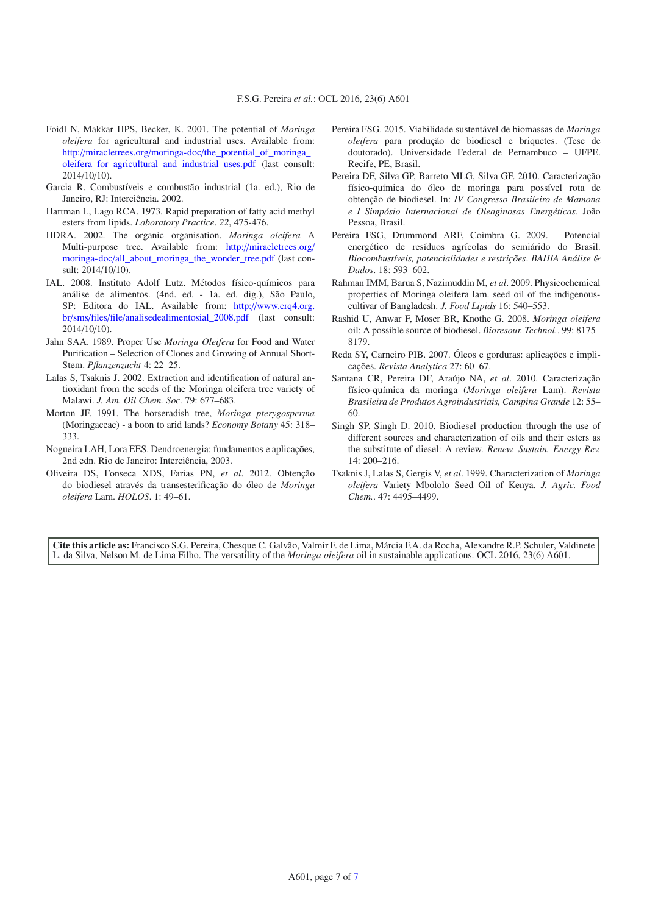Foidl N, Makkar HPS, Becker, K. 2001. The potential of *Moringa oleifera* for agricultural and industrial uses. Available from: http://miracletrees.org/moringa-doc/the_potential_of_moringa_oleifera_for_agricultural_and_industrial_uses.pdf (last consult: 2014/10/10).

Garcia R. Combustíveis e combustão industrial (1a. ed.), Rio de Janeiro, RJ: Interciência. 2002.

Hartman L, Lago RCA. 1973. Rapid preparation of fatty acid methyl esters from lipids. *Laboratory Practice*. *22*, 475-476.

HDRA. 2002. The organic organisation. *Moringa oleifera* A Multi-purpose tree. Available from: http://miracletrees.org/moringa-doc/all_about_moringa_the_wonder_tree.pdf (last consult: 2014/10/10).

IAL. 2008. Instituto Adolf Lutz. Métodos físico-químicos para análise de alimentos. (4nd. ed. - 1a. ed. dig.), São Paulo, SP: Editora do IAL. Available from: http://www.crq4.org.br/sms/files/file/analisedealimentosial_2008.pdf (last consult: 2014/10/10).

Jahn SAA. 1989. Proper Use *Moringa Oleifera* for Food and Water Purification – Selection of Clones and Growing of Annual Short-Stem. *Pflanzenzucht* 4: 22–25.

Lalas S, Tsaknis J. 2002. Extraction and identification of natural antioxidant from the seeds of the Moringa oleifera tree variety of Malawi. *J. Am. Oil Chem. Soc.* 79: 677–683.

Morton JF. 1991. The horseradish tree, *Moringa pterygosperma* (Moringaceae) - a boon to arid lands? *Economy Botany* 45: 318–333.

Nogueira LAH, Lora EES. Dendroenergia: fundamentos e aplicações, 2nd edn. Rio de Janeiro: Interciência, 2003.

Oliveira DS, Fonseca XDS, Farias PN, *et al*. 2012. Obtenção do biodiesel através da transesterificação do óleo de *Moringa oleifera* Lam. *HOLOS*. 1: 49–61.

Pereira FSG. 2015. Viabilidade sustentável de biomassas de *Moringa oleifera* para produção de biodiesel e briquetes. (Tese de doutorado). Universidade Federal de Pernambuco – UFPE. Recife, PE, Brasil.

Pereira DF, Silva GP, Barreto MLG, Silva GF. 2010. Caracterização físico-química do óleo de moringa para possível rota de obtenção de biodiesel. In: *IV Congresso Brasileiro de Mamona e I Simpósio Internacional de Oleaginosas Energéticas*. João Pessoa, Brasil.

Pereira FSG, Drummond ARF, Coimbra G. 2009. Potencial energético de resíduos agrícolas do semiárido do Brasil. *Biocombustíveis, potencialidades e restrições*. *BAHIA Análise & Dados*. 18: 593–602.

Rahman IMM, Barua S, Nazimuddin M, *et al*. 2009. Physicochemical properties of Moringa oleifera lam. seed oil of the indigenous-cultivar of Bangladesh. *J. Food Lipids* 16: 540–553.

Rashid U, Anwar F, Moser BR, Knothe G. 2008. *Moringa oleifera* oil: A possible source of biodiesel. *Bioresour. Technol.*. 99: 8175–8179.

Reda SY, Carneiro PIB. 2007. Óleos e gorduras: aplicações e implicações. *Revista Analytica* 27: 60–67.

Santana CR, Pereira DF, Araújo NA, *et al*. 2010. Caracterização físico-química da moringa (*Moringa oleifera* Lam). *Revista Brasileira de Produtos Agroindustriais, Campina Grande* 12: 55–60.

Singh SP, Singh D. 2010. Biodiesel production through the use of different sources and characterization of oils and their esters as the substitute of diesel: A review. *Renew. Sustain. Energy Rev.* 14: 200–216.

Tsaknis J, Lalas S, Gergis V, *et al*. 1999. Characterization of *Moringa oleifera* Variety Mbololo Seed Oil of Kenya. *J. Agric. Food Chem.*. 47: 4495–4499.

**Cite this article as:** Francisco S.G. Pereira, Chesque C. Galvão, Valmir F. de Lima, Márcia F.A. da Rocha, Alexandre R.P. Schuler, Valdinete L. da Silva, Nelson M. de Lima Filho. The versatility of the *Moringa oleifera* oil in sustainable applications. OCL 2016, 23(6) A601.